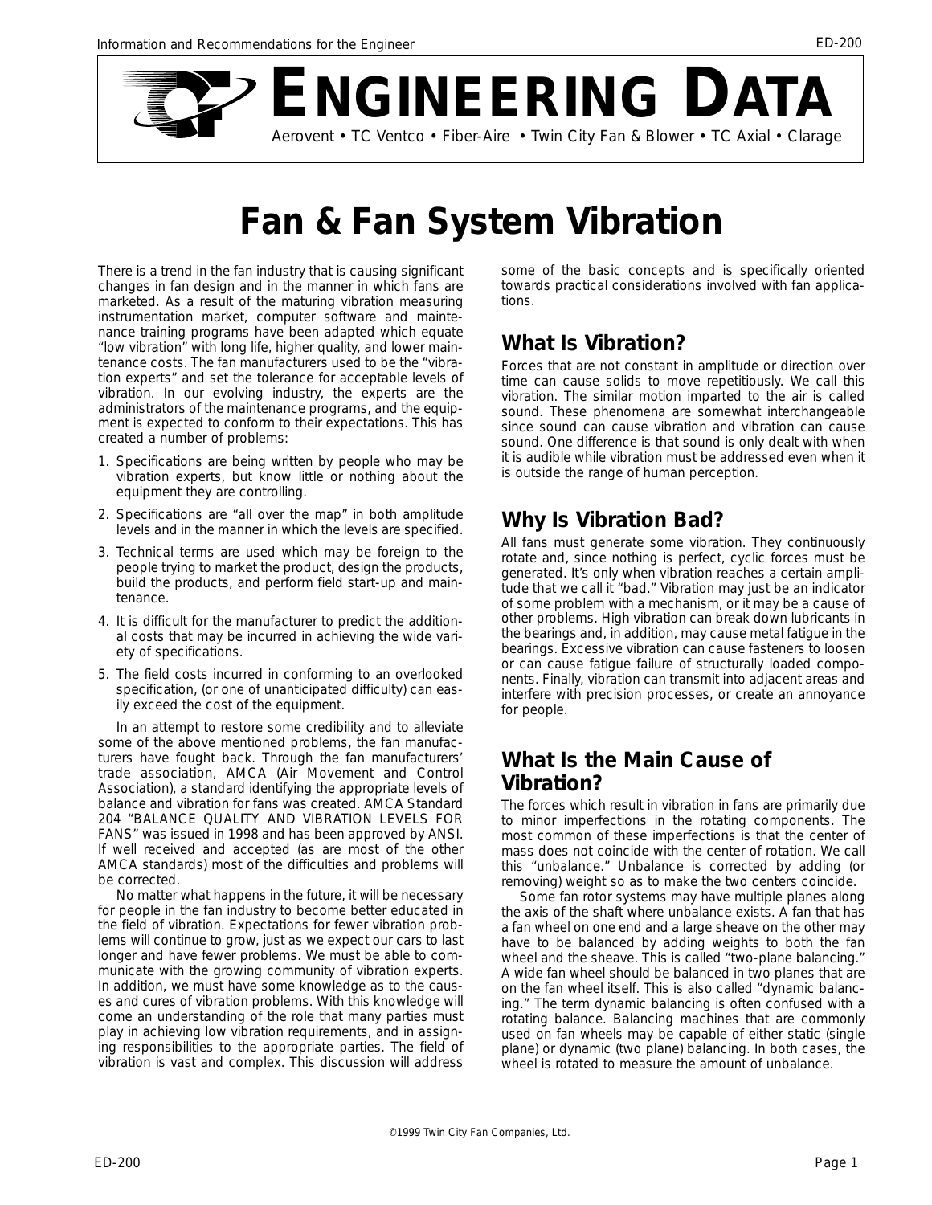# ENGINEERING DATA

Aerovent • TC Ventco • Fiber-Aire • Twin City Fan & Blower • TC Axial • Clarage

# Fan & Fan System Vibration

There is a trend in the fan industry that is causing significant changes in fan design and in the manner in which fans are marketed. As a result of the maturing vibration measuring instrumentation market, computer software and maintenance training programs have been adapted which equate "low vibration" with long life, higher quality, and lower maintenance costs. The fan manufacturers used to be the "vibration experts" and set the tolerance for acceptable levels of vibration. In our evolving industry, the experts are the administrators of the maintenance programs, and the equipment is expected to conform to their expectations. This has created a number of problems:

1. Specifications are being written by people who may be vibration experts, but know little or nothing about the equipment they are controlling.
2. Specifications are "all over the map" in both amplitude levels and in the manner in which the levels are specified.
3. Technical terms are used which may be foreign to the people trying to market the product, design the products, build the products, and perform field start-up and maintenance.
4. It is difficult for the manufacturer to predict the additional costs that may be incurred in achieving the wide variety of specifications.
5. The field costs incurred in conforming to an overlooked specification, (or one of unanticipated difficulty) can easily exceed the cost of the equipment.

In an attempt to restore some credibility and to alleviate some of the above mentioned problems, the fan manufacturers have fought back. Through the fan manufacturers' trade association, AMCA (Air Movement and Control Association), a standard identifying the appropriate levels of balance and vibration for fans was created. AMCA Standard 204 "BALANCE QUALITY AND VIBRATION LEVELS FOR FANS" was issued in 1998 and has been approved by ANSI. If well received and accepted (as are most of the other AMCA standards) most of the difficulties and problems will be corrected.

No matter what happens in the future, it will be necessary for people in the fan industry to become better educated in the field of vibration. Expectations for fewer vibration problems will continue to grow, just as we expect our cars to last longer and have fewer problems. We must be able to communicate with the growing community of vibration experts. In addition, we must have some knowledge as to the causes and cures of vibration problems. With this knowledge will come an understanding of the role that many parties must play in achieving low vibration requirements, and in assigning responsibilities to the appropriate parties. The field of vibration is vast and complex. This discussion will address some of the basic concepts and is specifically oriented towards practical considerations involved with fan applications.

## What Is Vibration?

Forces that are not constant in amplitude or direction over time can cause solids to move repetitiously. We call this vibration. The similar motion imparted to the air is called sound. These phenomena are somewhat interchangeable since sound can cause vibration and vibration can cause sound. One difference is that sound is only dealt with when it is audible while vibration must be addressed even when it is outside the range of human perception.

## Why Is Vibration Bad?

All fans must generate some vibration. They continuously rotate and, since nothing is perfect, cyclic forces must be generated. It's only when vibration reaches a certain amplitude that we call it "bad." Vibration may just be an indicator of some problem with a mechanism, or it may be a cause of other problems. High vibration can break down lubricants in the bearings and, in addition, may cause metal fatigue in the bearings. Excessive vibration can cause fasteners to loosen or can cause fatigue failure of structurally loaded components. Finally, vibration can transmit into adjacent areas and interfere with precision processes, or create an annoyance for people.

## What Is the Main Cause of Vibration?

The forces which result in vibration in fans are primarily due to minor imperfections in the rotating components. The most common of these imperfections is that the center of mass does not coincide with the center of rotation. We call this "unbalance." Unbalance is corrected by adding (or removing) weight so as to make the two centers coincide.

Some fan rotor systems may have multiple planes along the axis of the shaft where unbalance exists. A fan that has a fan wheel on one end and a large sheave on the other may have to be balanced by adding weights to both the fan wheel and the sheave. This is called "two-plane balancing." A wide fan wheel should be balanced in two planes that are on the fan wheel itself. This is also called "dynamic balancing." The term dynamic balancing is often confused with a rotating balance. Balancing machines that are commonly used on fan wheels may be capable of either static (single plane) or dynamic (two plane) balancing. In both cases, the wheel is rotated to measure the amount of unbalance.

©1999 Twin City Fan Companies, Ltd.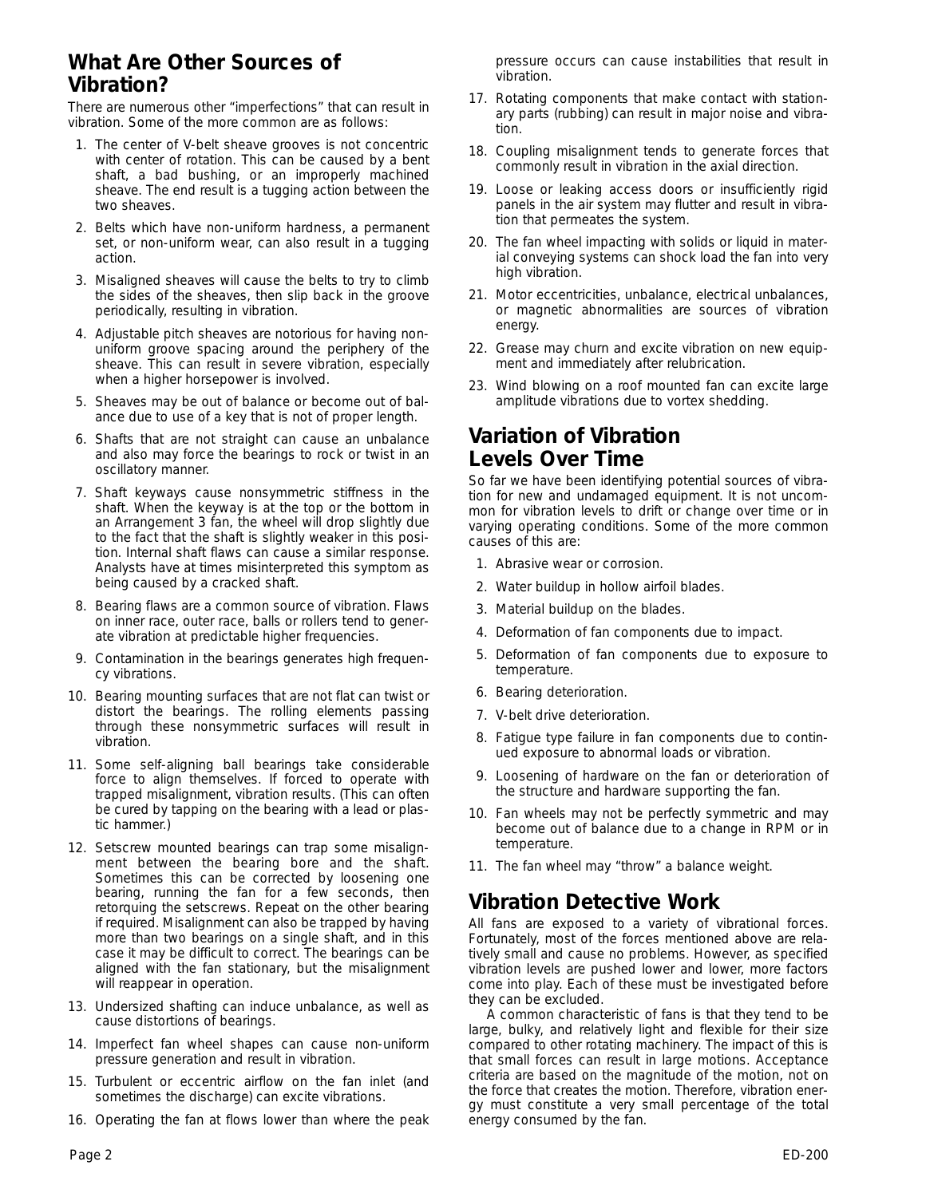## What Are Other Sources of Vibration?

There are numerous other "imperfections" that can result in vibration. Some of the more common are as follows:

1. The center of V-belt sheave grooves is not concentric with center of rotation. This can be caused by a bent shaft, a bad bushing, or an improperly machined sheave. The end result is a tugging action between the two sheaves.
2. Belts which have non-uniform hardness, a permanent set, or non-uniform wear, can also result in a tugging action.
3. Misaligned sheaves will cause the belts to try to climb the sides of the sheaves, then slip back in the groove periodically, resulting in vibration.
4. Adjustable pitch sheaves are notorious for having non-uniform groove spacing around the periphery of the sheave. This can result in severe vibration, especially when a higher horsepower is involved.
5. Sheaves may be out of balance or become out of balance due to use of a key that is not of proper length.
6. Shafts that are not straight can cause an unbalance and also may force the bearings to rock or twist in an oscillatory manner.
7. Shaft keyways cause nonsymmetric stiffness in the shaft. When the keyway is at the top or the bottom in an Arrangement 3 fan, the wheel will drop slightly due to the fact that the shaft is slightly weaker in this position. Internal shaft flaws can cause a similar response. Analysts have at times misinterpreted this symptom as being caused by a cracked shaft.
8. Bearing flaws are a common source of vibration. Flaws on inner race, outer race, balls or rollers tend to generate vibration at predictable higher frequencies.
9. Contamination in the bearings generates high frequency vibrations.
10. Bearing mounting surfaces that are not flat can twist or distort the bearings. The rolling elements passing through these nonsymmetric surfaces will result in vibration.
11. Some self-aligning ball bearings take considerable force to align themselves. If forced to operate with trapped misalignment, vibration results. (This can often be cured by tapping on the bearing with a lead or plastic hammer.)
12. Setscrew mounted bearings can trap some misalignment between the bearing bore and the shaft. Sometimes this can be corrected by loosening one bearing, running the fan for a few seconds, then retorquing the setscrews. Repeat on the other bearing if required. Misalignment can also be trapped by having more than two bearings on a single shaft, and in this case it may be difficult to correct. The bearings can be aligned with the fan stationary, but the misalignment will reappear in operation.
13. Undersized shafting can induce unbalance, as well as cause distortions of bearings.
14. Imperfect fan wheel shapes can cause non-uniform pressure generation and result in vibration.
15. Turbulent or eccentric airflow on the fan inlet (and sometimes the discharge) can excite vibrations.
16. Operating the fan at flows lower than where the peak pressure occurs can cause instabilities that result in vibration.
17. Rotating components that make contact with stationary parts (rubbing) can result in major noise and vibration.
18. Coupling misalignment tends to generate forces that commonly result in vibration in the axial direction.
19. Loose or leaking access doors or insufficiently rigid panels in the air system may flutter and result in vibration that permeates the system.
20. The fan wheel impacting with solids or liquid in material conveying systems can shock load the fan into very high vibration.
21. Motor eccentricities, unbalance, electrical unbalances, or magnetic abnormalities are sources of vibration energy.
22. Grease may churn and excite vibration on new equipment and immediately after relubrication.
23. Wind blowing on a roof mounted fan can excite large amplitude vibrations due to vortex shedding.

## Variation of Vibration Levels Over Time

So far we have been identifying potential sources of vibration for new and undamaged equipment. It is not uncommon for vibration levels to drift or change over time or in varying operating conditions. Some of the more common causes of this are:

1. Abrasive wear or corrosion.
2. Water buildup in hollow airfoil blades.
3. Material buildup on the blades.
4. Deformation of fan components due to impact.
5. Deformation of fan components due to exposure to temperature.
6. Bearing deterioration.
7. V-belt drive deterioration.
8. Fatigue type failure in fan components due to continued exposure to abnormal loads or vibration.
9. Loosening of hardware on the fan or deterioration of the structure and hardware supporting the fan.
10. Fan wheels may not be perfectly symmetric and may become out of balance due to a change in RPM or in temperature.
11. The fan wheel may "throw" a balance weight.

## Vibration Detective Work

All fans are exposed to a variety of vibrational forces. Fortunately, most of the forces mentioned above are relatively small and cause no problems. However, as specified vibration levels are pushed lower and lower, more factors come into play. Each of these must be investigated before they can be excluded.

A common characteristic of fans is that they tend to be large, bulky, and relatively light and flexible for their size compared to other rotating machinery. The impact of this is that small forces can result in large motions. Acceptance criteria are based on the magnitude of the motion, not on the force that creates the motion. Therefore, vibration energy must constitute a very small percentage of the total energy consumed by the fan.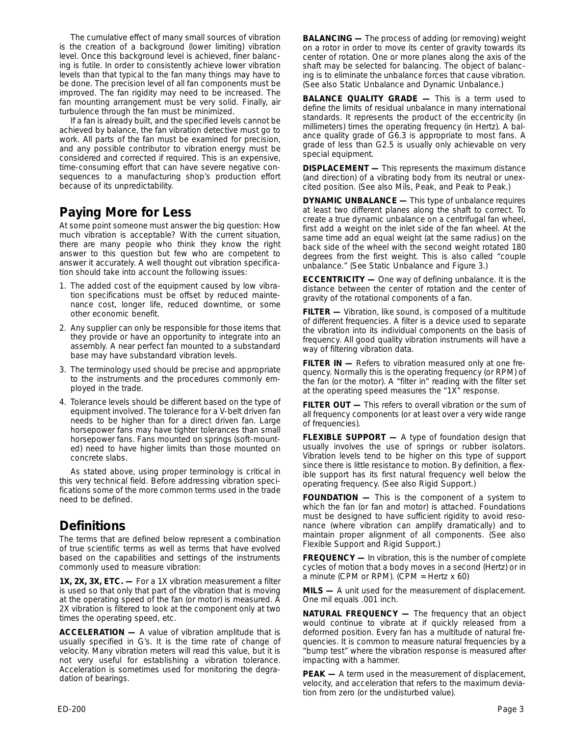The cumulative effect of many small sources of vibration is the creation of a background (lower limiting) vibration level. Once this background level is achieved, finer balancing is futile. In order to consistently achieve lower vibration levels than that typical to the fan many things may have to be done. The precision level of all fan components must be improved. The fan rigidity may need to be increased. The fan mounting arrangement must be very solid. Finally, air turbulence through the fan must be minimized.

If a fan is already built, and the specified levels cannot be achieved by balance, the fan vibration detective must go to work. All parts of the fan must be examined for precision, and any possible contributor to vibration energy must be considered and corrected if required. This is an expensive, time-consuming effort that can have severe negative consequences to a manufacturing shop's production effort because of its unpredictability.

## Paying More for Less

At some point someone must answer the big question: How much vibration is acceptable? With the current situation, there are many people who think they know the right answer to this question but few who are competent to answer it accurately. A well thought out vibration specification should take into account the following issues:

1. The added cost of the equipment caused by low vibration specifications must be offset by reduced maintenance cost, longer life, reduced downtime, or some other economic benefit.
2. Any supplier can only be responsible for those items that they provide or have an opportunity to integrate into an assembly. A near perfect fan mounted to a substandard base may have substandard vibration levels.
3. The terminology used should be precise and appropriate to the instruments and the procedures commonly employed in the trade.
4. Tolerance levels should be different based on the type of equipment involved. The tolerance for a V-belt driven fan needs to be higher than for a direct driven fan. Large horsepower fans may have tighter tolerances than small horsepower fans. Fans mounted on springs (soft-mounted) need to have higher limits than those mounted on concrete slabs.

As stated above, using proper terminology is critical in this very technical field. Before addressing vibration specifications some of the more common terms used in the trade need to be defined.

## Definitions

The terms that are defined below represent a combination of true scientific terms as well as terms that have evolved based on the capabilities and settings of the instruments commonly used to measure vibration:

**1X, 2X, 3X, ETC. —** For a 1X vibration measurement a filter is used so that only that part of the vibration that is moving at the operating speed of the fan (or motor) is measured. A 2X vibration is filtered to look at the component only at two times the operating speed, etc.

**ACCELERATION —** A value of vibration amplitude that is usually specified in G's. It is the time rate of change of velocity. Many vibration meters will read this value, but it is not very useful for establishing a vibration tolerance. Acceleration is sometimes used for monitoring the degradation of bearings.

**BALANCING —** The process of adding (or removing) weight on a rotor in order to move its center of gravity towards its center of rotation. One or more planes along the axis of the shaft may be selected for balancing. The object of balancing is to eliminate the unbalance forces that cause vibration. (See also Static Unbalance and Dynamic Unbalance.)

**BALANCE QUALITY GRADE —** This is a term used to define the limits of residual unbalance in many international standards. It represents the product of the eccentricity (in millimeters) times the operating frequency (in Hertz). A balance quality grade of G6.3 is appropriate to most fans. A grade of less than G2.5 is usually only achievable on very special equipment.

**DISPLACEMENT —** This represents the maximum distance (and direction) of a vibrating body from its neutral or unexcited position. (See also Mils, Peak, and Peak to Peak.)

**DYNAMIC UNBALANCE —** This type of unbalance requires at least two different planes along the shaft to correct. To create a true dynamic unbalance on a centrifugal fan wheel, first add a weight on the inlet side of the fan wheel. At the same time add an equal weight (at the same radius) on the back side of the wheel with the second weight rotated 180 degrees from the first weight. This is also called "couple unbalance." (See Static Unbalance and Figure 3.)

**ECCENTRICITY —** One way of defining unbalance. It is the distance between the center of rotation and the center of gravity of the rotational components of a fan.

**FILTER —** Vibration, like sound, is composed of a multitude of different frequencies. A filter is a device used to separate the vibration into its individual components on the basis of frequency. All good quality vibration instruments will have a way of filtering vibration data.

**FILTER IN —** Refers to vibration measured only at one frequency. Normally this is the operating frequency (or RPM) of the fan (or the motor). A "filter in" reading with the filter set at the operating speed measures the "1X" response.

**FILTER OUT —** This refers to overall vibration or the sum of all frequency components (or at least over a very wide range of frequencies).

**FLEXIBLE SUPPORT —** A type of foundation design that usually involves the use of springs or rubber isolators. Vibration levels tend to be higher on this type of support since there is little resistance to motion. By definition, a flexible support has its first natural frequency well below the operating frequency. (See also Rigid Support.)

**FOUNDATION —** This is the component of a system to which the fan (or fan and motor) is attached. Foundations must be designed to have sufficient rigidity to avoid resonance (where vibration can amplify dramatically) and to maintain proper alignment of all components. (See also Flexible Support and Rigid Support.)

**FREQUENCY —** In vibration, this is the number of complete cycles of motion that a body moves in a second (Hertz) or in a minute (CPM or RPM). (CPM = Hertz x 60)

**MILS —** A unit used for the measurement of displacement. One mil equals .001 inch.

**NATURAL FREQUENCY —** The frequency that an object would continue to vibrate at if quickly released from a deformed position. Every fan has a multitude of natural frequencies. It is common to measure natural frequencies by a "bump test" where the vibration response is measured after impacting with a hammer.

**PEAK —** A term used in the measurement of displacement, velocity, and acceleration that refers to the maximum deviation from zero (or the undisturbed value).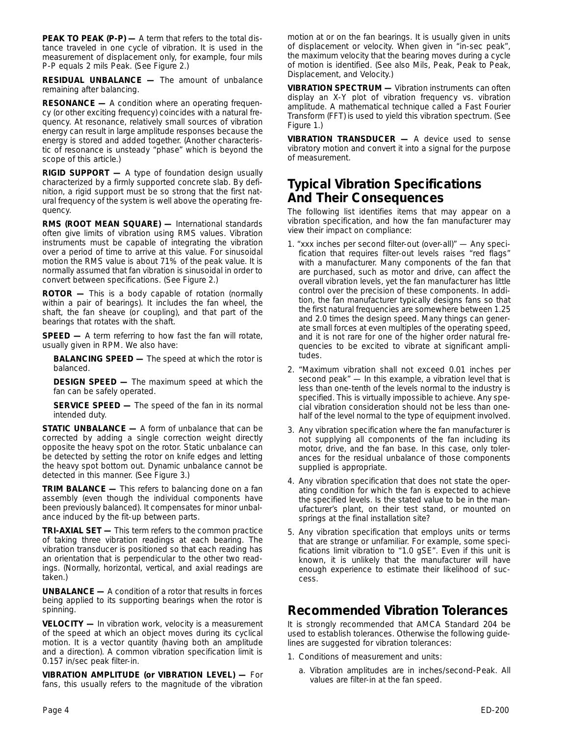**PEAK TO PEAK (P-P) —** A term that refers to the total distance traveled in one cycle of vibration. It is used in the measurement of displacement only, for example, four mils P-P equals 2 mils Peak. (See Figure 2.)

**RESIDUAL UNBALANCE —** The amount of unbalance remaining after balancing.

**RESONANCE —** A condition where an operating frequency (or other exciting frequency) coincides with a natural frequency. At resonance, relatively small sources of vibration energy can result in large amplitude responses because the energy is stored and added together. (Another characteristic of resonance is unsteady "phase" which is beyond the scope of this article.)

**RIGID SUPPORT —** A type of foundation design usually characterized by a firmly supported concrete slab. By definition, a rigid support must be so strong that the first natural frequency of the system is well above the operating frequency.

**RMS (ROOT MEAN SQUARE) —** International standards often give limits of vibration using RMS values. Vibration instruments must be capable of integrating the vibration over a period of time to arrive at this value. For sinusoidal motion the RMS value is about 71% of the peak value. It is normally assumed that fan vibration is sinusoidal in order to convert between specifications. (See Figure 2.)

**ROTOR —** This is a body capable of rotation (normally within a pair of bearings). It includes the fan wheel, the shaft, the fan sheave (or coupling), and that part of the bearings that rotates with the shaft.

**SPEED —** A term referring to how fast the fan will rotate, usually given in RPM. We also have:

**BALANCING SPEED —** The speed at which the rotor is balanced.

**DESIGN SPEED —** The maximum speed at which the fan can be safely operated.

**SERVICE SPEED —** The speed of the fan in its normal intended duty.

**STATIC UNBALANCE —** A form of unbalance that can be corrected by adding a single correction weight directly opposite the heavy spot on the rotor. Static unbalance can be detected by setting the rotor on knife edges and letting the heavy spot bottom out. Dynamic unbalance cannot be detected in this manner. (See Figure 3.)

**TRIM BALANCE —** This refers to balancing done on a fan assembly (even though the individual components have been previously balanced). It compensates for minor unbalance induced by the fit-up between parts.

**TRI-AXIAL SET —** This term refers to the common practice of taking three vibration readings at each bearing. The vibration transducer is positioned so that each reading has an orientation that is perpendicular to the other two readings. (Normally, horizontal, vertical, and axial readings are taken.)

**UNBALANCE —** A condition of a rotor that results in forces being applied to its supporting bearings when the rotor is spinning.

**VELOCITY —** In vibration work, velocity is a measurement of the speed at which an object moves during its cyclical motion. It is a vector quantity (having both an amplitude and a direction). A common vibration specification limit is 0.157 in/sec peak filter-in.

**VIBRATION AMPLITUDE (or VIBRATION LEVEL) —** For fans, this usually refers to the magnitude of the vibration motion at or on the fan bearings. It is usually given in units of displacement or velocity. When given in "in-sec peak", the maximum velocity that the bearing moves during a cycle of motion is identified. (See also Mils, Peak, Peak to Peak, Displacement, and Velocity.)

**VIBRATION SPECTRUM —** Vibration instruments can often display an X-Y plot of vibration frequency vs. vibration amplitude. A mathematical technique called a Fast Fourier Transform (FFT) is used to yield this vibration spectrum. (See Figure 1.)

**VIBRATION TRANSDUCER —** A device used to sense vibratory motion and convert it into a signal for the purpose of measurement.

## Typical Vibration Specifications And Their Consequences

The following list identifies items that may appear on a vibration specification, and how the fan manufacturer may view their impact on compliance:

1. "xxx inches per second filter-out (over-all)" — Any specification that requires filter-out levels raises "red flags" with a manufacturer. Many components of the fan that are purchased, such as motor and drive, can affect the overall vibration levels, yet the fan manufacturer has little control over the precision of these components. In addition, the fan manufacturer typically designs fans so that the first natural frequencies are somewhere between 1.25 and 2.0 times the design speed. Many things can generate small forces at even multiples of the operating speed, and it is not rare for one of the higher order natural frequencies to be excited to vibrate at significant amplitudes.
2. "Maximum vibration shall not exceed 0.01 inches per second peak" — In this example, a vibration level that is less than one-tenth of the levels normal to the industry is specified. This is virtually impossible to achieve. Any special vibration consideration should not be less than one-half of the level normal to the type of equipment involved.
3. Any vibration specification where the fan manufacturer is not supplying all components of the fan including its motor, drive, and the fan base. In this case, only tolerances for the residual unbalance of those components supplied is appropriate.
4. Any vibration specification that does not state the operating condition for which the fan is expected to achieve the specified levels. Is the stated value to be in the manufacturer's plant, on their test stand, or mounted on springs at the final installation site?
5. Any vibration specification that employs units or terms that are strange or unfamiliar. For example, some specifications limit vibration to "1.0 gSE". Even if this unit is known, it is unlikely that the manufacturer will have enough experience to estimate their likelihood of success.

## Recommended Vibration Tolerances

It is strongly recommended that AMCA Standard 204 be used to establish tolerances. Otherwise the following guidelines are suggested for vibration tolerances:

1. Conditions of measurement and units:
   a. Vibration amplitudes are in inches/second-Peak. All values are filter-in at the fan speed.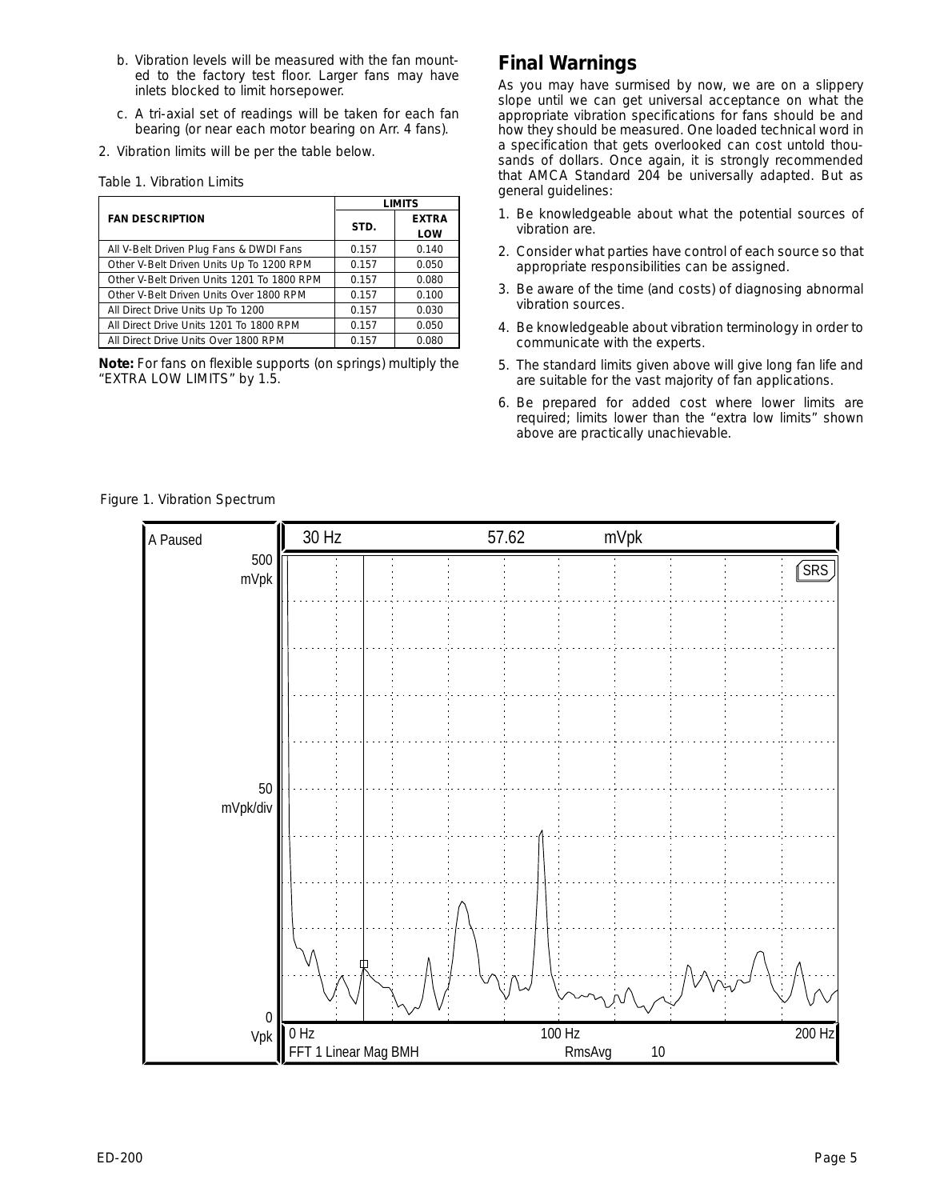b. Vibration levels will be measured with the fan mounted to the factory test floor. Larger fans may have inlets blocked to limit horsepower.

c. A tri-axial set of readings will be taken for each fan bearing (or near each motor bearing on Arr. 4 fans).

2. Vibration limits will be per the table below.

Table 1. Vibration Limits

| FAN DESCRIPTION | LIMITS | |
|---|---|---|
| | STD. | EXTRA LOW |
| All V-Belt Driven Plug Fans & DWDI Fans | 0.157 | 0.140 |
| Other V-Belt Driven Units Up To 1200 RPM | 0.157 | 0.050 |
| Other V-Belt Driven Units 1201 To 1800 RPM | 0.157 | 0.080 |
| Other V-Belt Driven Units Over 1800 RPM | 0.157 | 0.100 |
| All Direct Drive Units Up To 1200 | 0.157 | 0.030 |
| All Direct Drive Units 1201 To 1800 RPM | 0.157 | 0.050 |
| All Direct Drive Units Over 1800 RPM | 0.157 | 0.080 |

**Note:** For fans on flexible supports (on springs) multiply the "EXTRA LOW LIMITS" by 1.5.

## Final Warnings

As you may have surmised by now, we are on a slippery slope until we can get universal acceptance on what the appropriate vibration specifications for fans should be and how they should be measured. One loaded technical word in a specification that gets overlooked can cost untold thousands of dollars. Once again, it is strongly recommended that AMCA Standard 204 be universally adapted. But as general guidelines:

1. Be knowledgeable about what the potential sources of vibration are.
2. Consider what parties have control of each source so that appropriate responsibilities can be assigned.
3. Be aware of the time (and costs) of diagnosing abnormal vibration sources.
4. Be knowledgeable about vibration terminology in order to communicate with the experts.
5. The standard limits given above will give long fan life and are suitable for the vast majority of fan applications.
6. Be prepared for added cost where lower limits are required; limits lower than the "extra low limits" shown above are practically unachievable.

Figure 1. Vibration Spectrum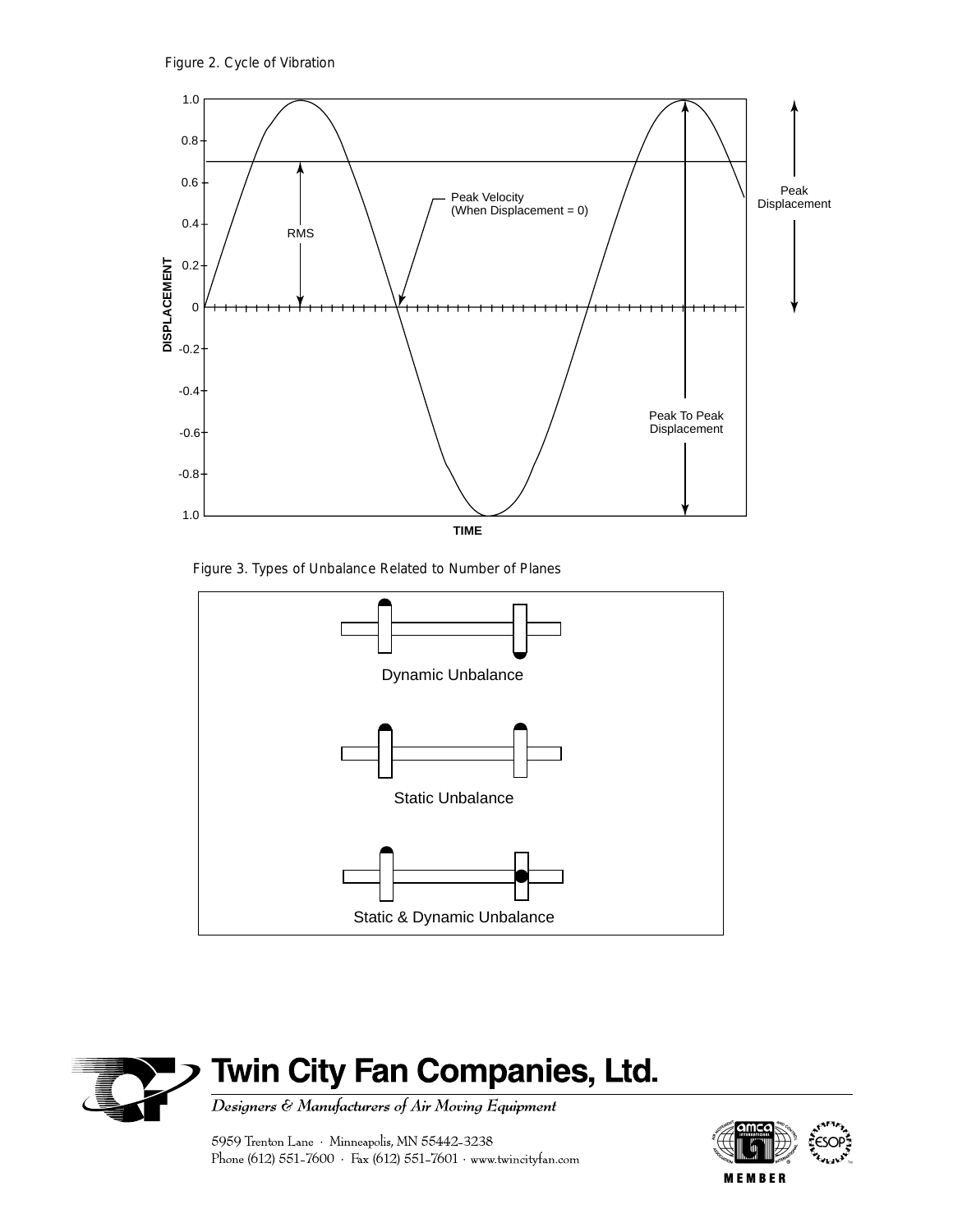Figure 2. Cycle of Vibration

1.0
0.8
0.6
0.4
0.2
0
-0.2
-0.4
-0.6
-0.8
1.0

DISPLACEMENT

TIME

RMS

Peak Velocity
(When Displacement = 0)

Peak
Displacement

Peak To Peak
Displacement

Figure 3. Types of Unbalance Related to Number of Planes

Dynamic Unbalance

Static Unbalance

Static & Dynamic Unbalance

**Twin City Fan Companies, Ltd.**

*Designers & Manufacturers of Air Moving Equipment*

5959 Trenton Lane · Minneapolis, MN 55442-3238
Phone (612) 551-7600 · Fax (612) 551-7601 · www.twincityfan.com

MEMBER